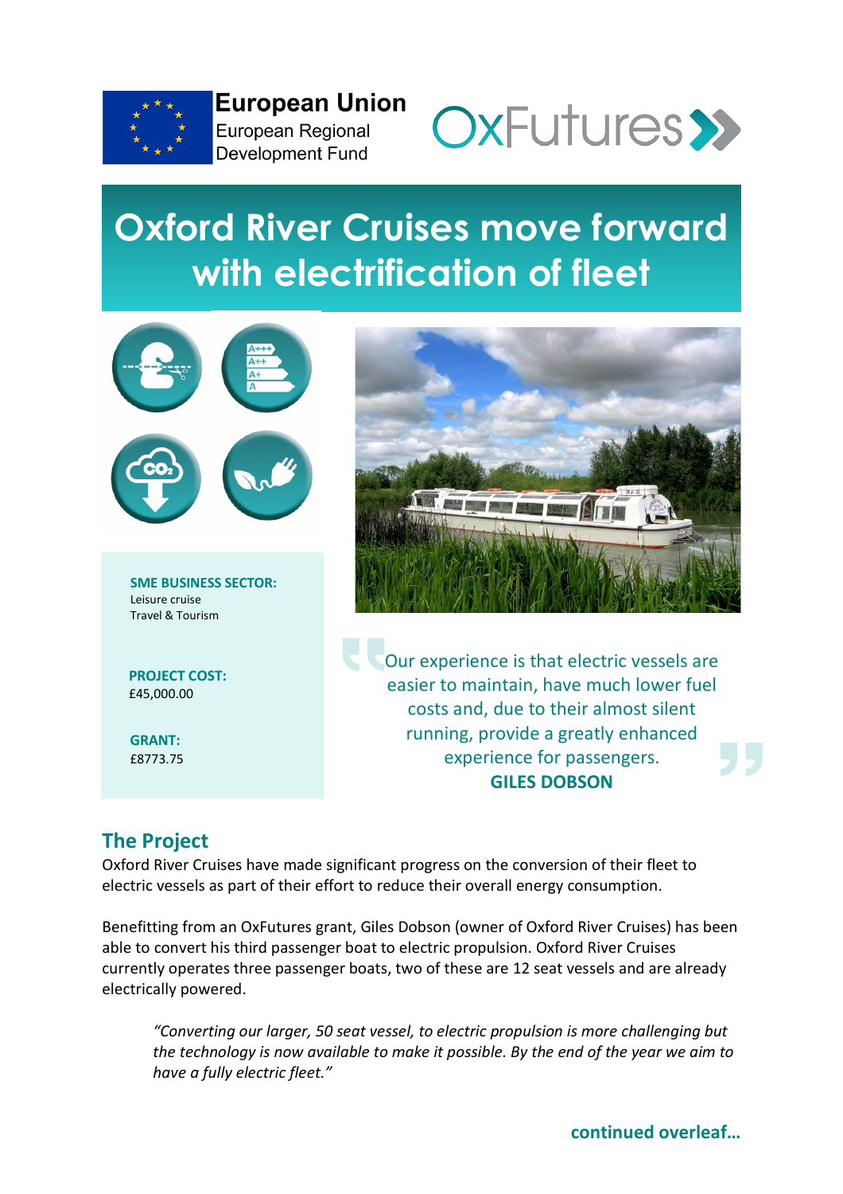European Union
European Regional
Development Fund

OxFutures

# Oxford River Cruises move forward with electrification of fleet

**SME BUSINESS SECTOR:**
Leisure cruise
Travel & Tourism

**PROJECT COST:**
£45,000.00

**GRANT:**
£8773.75

> Our experience is that electric vessels are easier to maintain, have much lower fuel costs and, due to their almost silent running, provide a greatly enhanced experience for passengers.
> **GILES DOBSON**

## The Project

Oxford River Cruises have made significant progress on the conversion of their fleet to electric vessels as part of their effort to reduce their overall energy consumption.

Benefitting from an OxFutures grant, Giles Dobson (owner of Oxford River Cruises) has been able to convert his third passenger boat to electric propulsion. Oxford River Cruises currently operates three passenger boats, two of these are 12 seat vessels and are already electrically powered.

> *"Converting our larger, 50 seat vessel, to electric propulsion is more challenging but the technology is now available to make it possible. By the end of the year we aim to have a fully electric fleet."*

**continued overleaf...**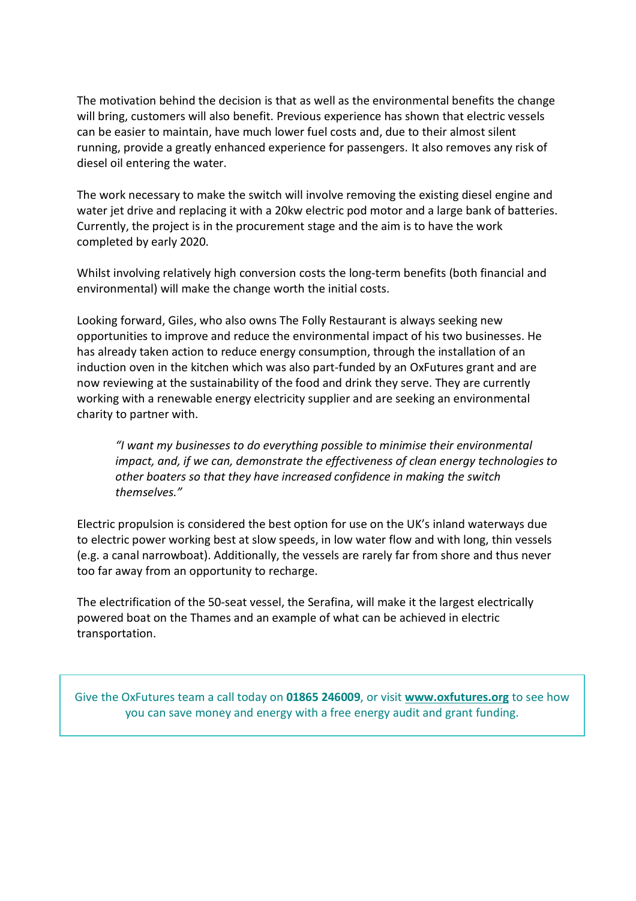The motivation behind the decision is that as well as the environmental benefits the change will bring, customers will also benefit. Previous experience has shown that electric vessels can be easier to maintain, have much lower fuel costs and, due to their almost silent running, provide a greatly enhanced experience for passengers. It also removes any risk of diesel oil entering the water.

The work necessary to make the switch will involve removing the existing diesel engine and water jet drive and replacing it with a 20kw electric pod motor and a large bank of batteries. Currently, the project is in the procurement stage and the aim is to have the work completed by early 2020.

Whilst involving relatively high conversion costs the long-term benefits (both financial and environmental) will make the change worth the initial costs.

Looking forward, Giles, who also owns The Folly Restaurant is always seeking new opportunities to improve and reduce the environmental impact of his two businesses. He has already taken action to reduce energy consumption, through the installation of an induction oven in the kitchen which was also part-funded by an OxFutures grant and are now reviewing at the sustainability of the food and drink they serve. They are currently working with a renewable energy electricity supplier and are seeking an environmental charity to partner with.

> *"I want my businesses to do everything possible to minimise their environmental impact, and, if we can, demonstrate the effectiveness of clean energy technologies to other boaters so that they have increased confidence in making the switch themselves."*

Electric propulsion is considered the best option for use on the UK's inland waterways due to electric power working best at slow speeds, in low water flow and with long, thin vessels (e.g. a canal narrowboat). Additionally, the vessels are rarely far from shore and thus never too far away from an opportunity to recharge.

The electrification of the 50-seat vessel, the Serafina, will make it the largest electrically powered boat on the Thames and an example of what can be achieved in electric transportation.

Give the OxFutures team a call today on **01865 246009**, or visit **www.oxfutures.org** to see how you can save money and energy with a free energy audit and grant funding.